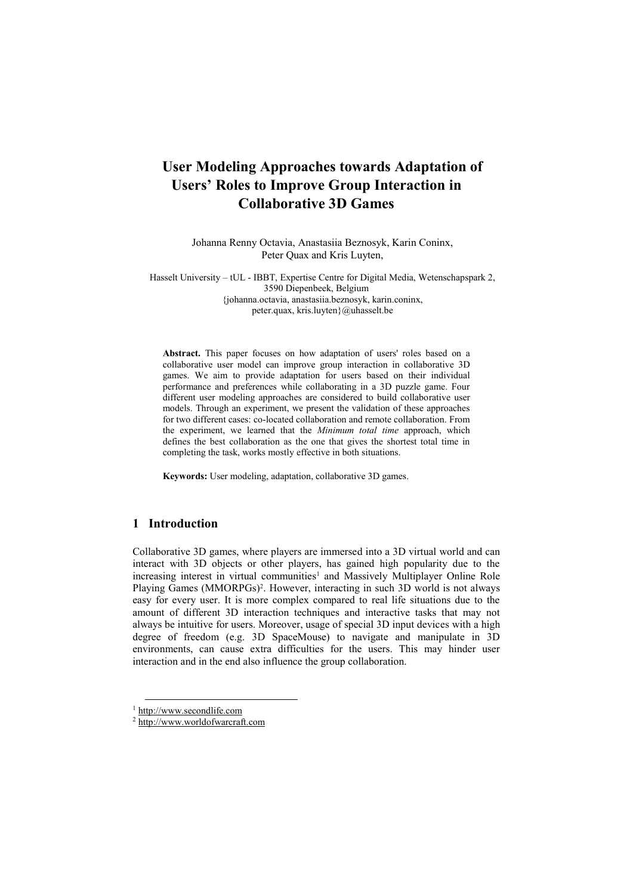# User Modeling Approaches towards Adaptation of Users' Roles to Improve Group Interaction in Collaborative 3D Games

Johanna Renny Octavia, Anastasiia Beznosyk, Karin Coninx, Peter Quax and Kris Luyten,

Hasselt University – tUL - IBBT, Expertise Centre for Digital Media, Wetenschapspark 2, 3590 Diepenbeek, Belgium
{johanna.octavia, anastasiia.beznosyk, karin.coninx, peter.quax, kris.luyten}@uhasselt.be

**Abstract.** This paper focuses on how adaptation of users' roles based on a collaborative user model can improve group interaction in collaborative 3D games. We aim to provide adaptation for users based on their individual performance and preferences while collaborating in a 3D puzzle game. Four different user modeling approaches are considered to build collaborative user models. Through an experiment, we present the validation of these approaches for two different cases: co-located collaboration and remote collaboration. From the experiment, we learned that the *Minimum total time* approach, which defines the best collaboration as the one that gives the shortest total time in completing the task, works mostly effective in both situations.

**Keywords:** User modeling, adaptation, collaborative 3D games.

## 1 Introduction

Collaborative 3D games, where players are immersed into a 3D virtual world and can interact with 3D objects or other players, has gained high popularity due to the increasing interest in virtual communities[1] and Massively Multiplayer Online Role Playing Games (MMORPGs)[2]. However, interacting in such 3D world is not always easy for every user. It is more complex compared to real life situations due to the amount of different 3D interaction techniques and interactive tasks that may not always be intuitive for users. Moreover, usage of special 3D input devices with a high degree of freedom (e.g. 3D SpaceMouse) to navigate and manipulate in 3D environments, can cause extra difficulties for the users. This may hinder user interaction and in the end also influence the group collaboration.

[1] http://www.secondlife.com
[2] http://www.worldofwarcraft.com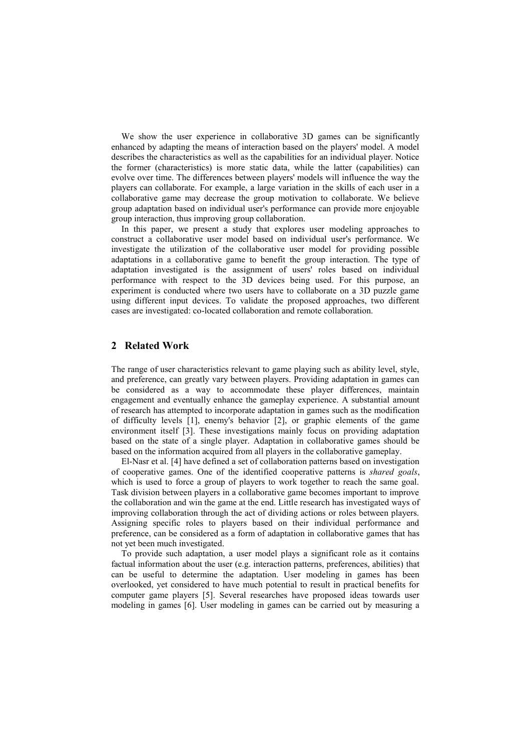We show the user experience in collaborative 3D games can be significantly enhanced by adapting the means of interaction based on the players' model. A model describes the characteristics as well as the capabilities for an individual player. Notice the former (characteristics) is more static data, while the latter (capabilities) can evolve over time. The differences between players' models will influence the way the players can collaborate. For example, a large variation in the skills of each user in a collaborative game may decrease the group motivation to collaborate. We believe group adaptation based on individual user's performance can provide more enjoyable group interaction, thus improving group collaboration.

In this paper, we present a study that explores user modeling approaches to construct a collaborative user model based on individual user's performance. We investigate the utilization of the collaborative user model for providing possible adaptations in a collaborative game to benefit the group interaction. The type of adaptation investigated is the assignment of users' roles based on individual performance with respect to the 3D devices being used. For this purpose, an experiment is conducted where two users have to collaborate on a 3D puzzle game using different input devices. To validate the proposed approaches, two different cases are investigated: co-located collaboration and remote collaboration.

## 2 Related Work

The range of user characteristics relevant to game playing such as ability level, style, and preference, can greatly vary between players. Providing adaptation in games can be considered as a way to accommodate these player differences, maintain engagement and eventually enhance the gameplay experience. A substantial amount of research has attempted to incorporate adaptation in games such as the modification of difficulty levels [1], enemy's behavior [2], or graphic elements of the game environment itself [3]. These investigations mainly focus on providing adaptation based on the state of a single player. Adaptation in collaborative games should be based on the information acquired from all players in the collaborative gameplay.

El-Nasr et al. [4] have defined a set of collaboration patterns based on investigation of cooperative games. One of the identified cooperative patterns is *shared goals*, which is used to force a group of players to work together to reach the same goal. Task division between players in a collaborative game becomes important to improve the collaboration and win the game at the end. Little research has investigated ways of improving collaboration through the act of dividing actions or roles between players. Assigning specific roles to players based on their individual performance and preference, can be considered as a form of adaptation in collaborative games that has not yet been much investigated.

To provide such adaptation, a user model plays a significant role as it contains factual information about the user (e.g. interaction patterns, preferences, abilities) that can be useful to determine the adaptation. User modeling in games has been overlooked, yet considered to have much potential to result in practical benefits for computer game players [5]. Several researches have proposed ideas towards user modeling in games [6]. User modeling in games can be carried out by measuring a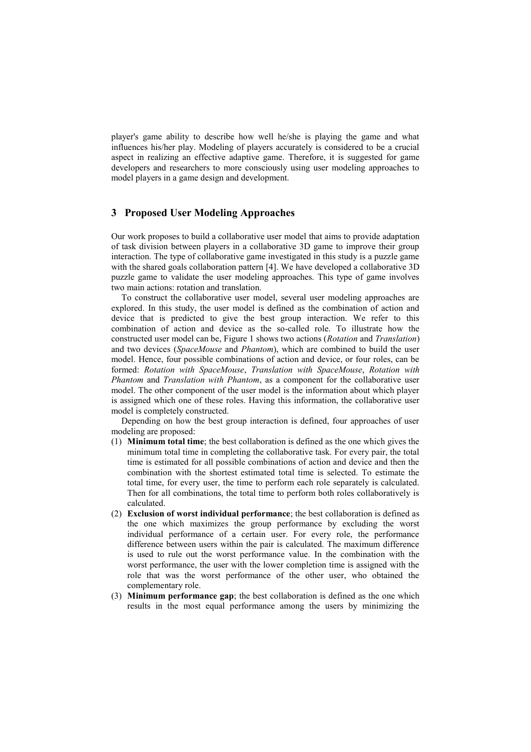player's game ability to describe how well he/she is playing the game and what influences his/her play. Modeling of players accurately is considered to be a crucial aspect in realizing an effective adaptive game. Therefore, it is suggested for game developers and researchers to more consciously using user modeling approaches to model players in a game design and development.

## 3 Proposed User Modeling Approaches

Our work proposes to build a collaborative user model that aims to provide adaptation of task division between players in a collaborative 3D game to improve their group interaction. The type of collaborative game investigated in this study is a puzzle game with the shared goals collaboration pattern [4]. We have developed a collaborative 3D puzzle game to validate the user modeling approaches. This type of game involves two main actions: rotation and translation.

To construct the collaborative user model, several user modeling approaches are explored. In this study, the user model is defined as the combination of action and device that is predicted to give the best group interaction. We refer to this combination of action and device as the so-called role. To illustrate how the constructed user model can be, Figure 1 shows two actions (*Rotation* and *Translation*) and two devices (*SpaceMouse* and *Phantom*), which are combined to build the user model. Hence, four possible combinations of action and device, or four roles, can be formed: *Rotation with SpaceMouse*, *Translation with SpaceMouse*, *Rotation with Phantom* and *Translation with Phantom*, as a component for the collaborative user model. The other component of the user model is the information about which player is assigned which one of these roles. Having this information, the collaborative user model is completely constructed.

Depending on how the best group interaction is defined, four approaches of user modeling are proposed:

(1) **Minimum total time**; the best collaboration is defined as the one which gives the minimum total time in completing the collaborative task. For every pair, the total time is estimated for all possible combinations of action and device and then the combination with the shortest estimated total time is selected. To estimate the total time, for every user, the time to perform each role separately is calculated. Then for all combinations, the total time to perform both roles collaboratively is calculated.

(2) **Exclusion of worst individual performance**; the best collaboration is defined as the one which maximizes the group performance by excluding the worst individual performance of a certain user. For every role, the performance difference between users within the pair is calculated. The maximum difference is used to rule out the worst performance value. In the combination with the worst performance, the user with the lower completion time is assigned with the role that was the worst performance of the other user, who obtained the complementary role.

(3) **Minimum performance gap**; the best collaboration is defined as the one which results in the most equal performance among the users by minimizing the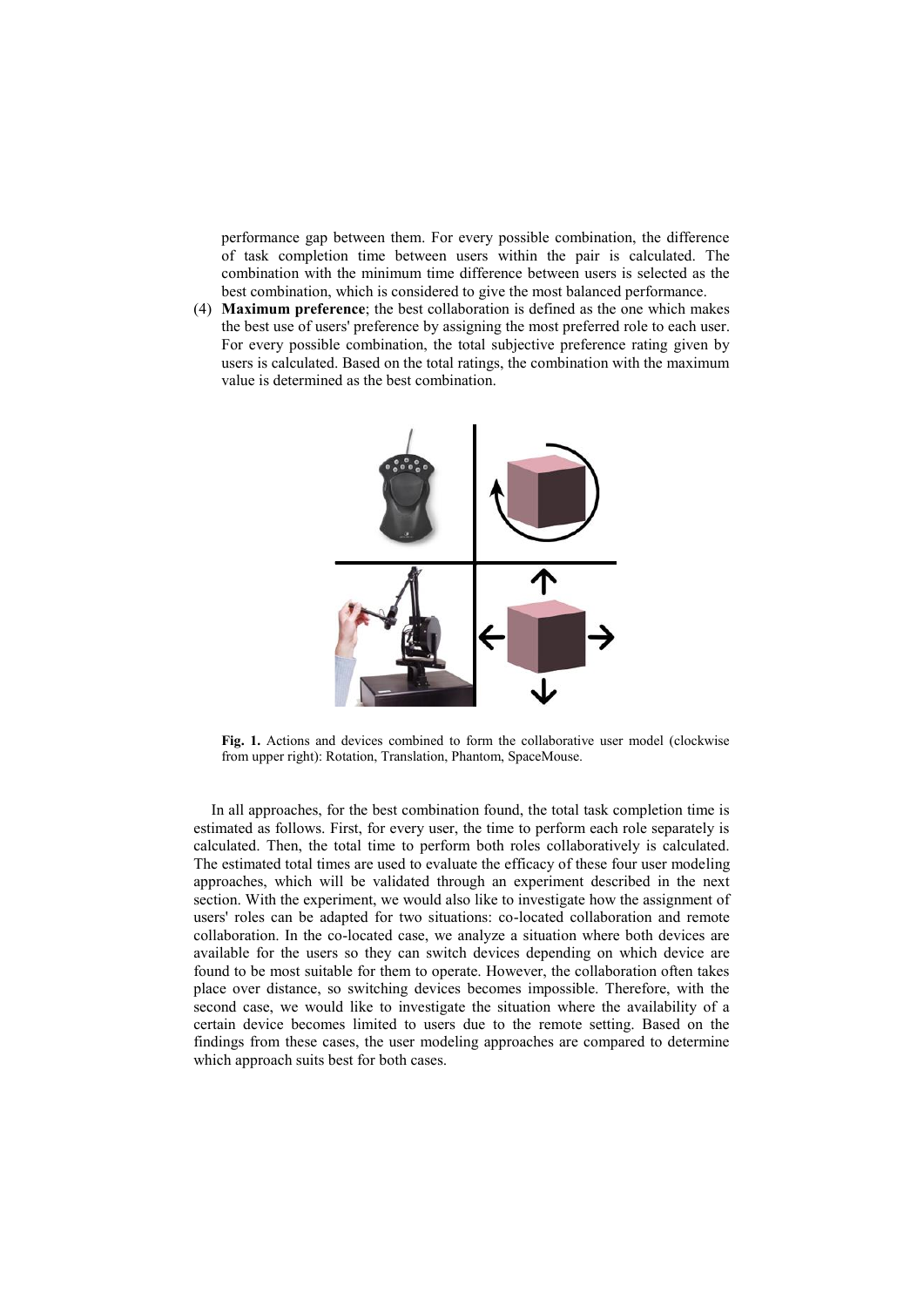performance gap between them. For every possible combination, the difference of task completion time between users within the pair is calculated. The combination with the minimum time difference between users is selected as the best combination, which is considered to give the most balanced performance.

(4) **Maximum preference**; the best collaboration is defined as the one which makes the best use of users' preference by assigning the most preferred role to each user. For every possible combination, the total subjective preference rating given by users is calculated. Based on the total ratings, the combination with the maximum value is determined as the best combination.

**Fig. 1.** Actions and devices combined to form the collaborative user model (clockwise from upper right): Rotation, Translation, Phantom, SpaceMouse.

In all approaches, for the best combination found, the total task completion time is estimated as follows. First, for every user, the time to perform each role separately is calculated. Then, the total time to perform both roles collaboratively is calculated. The estimated total times are used to evaluate the efficacy of these four user modeling approaches, which will be validated through an experiment described in the next section. With the experiment, we would also like to investigate how the assignment of users' roles can be adapted for two situations: co-located collaboration and remote collaboration. In the co-located case, we analyze a situation where both devices are available for the users so they can switch devices depending on which device are found to be most suitable for them to operate. However, the collaboration often takes place over distance, so switching devices becomes impossible. Therefore, with the second case, we would like to investigate the situation where the availability of a certain device becomes limited to users due to the remote setting. Based on the findings from these cases, the user modeling approaches are compared to determine which approach suits best for both cases.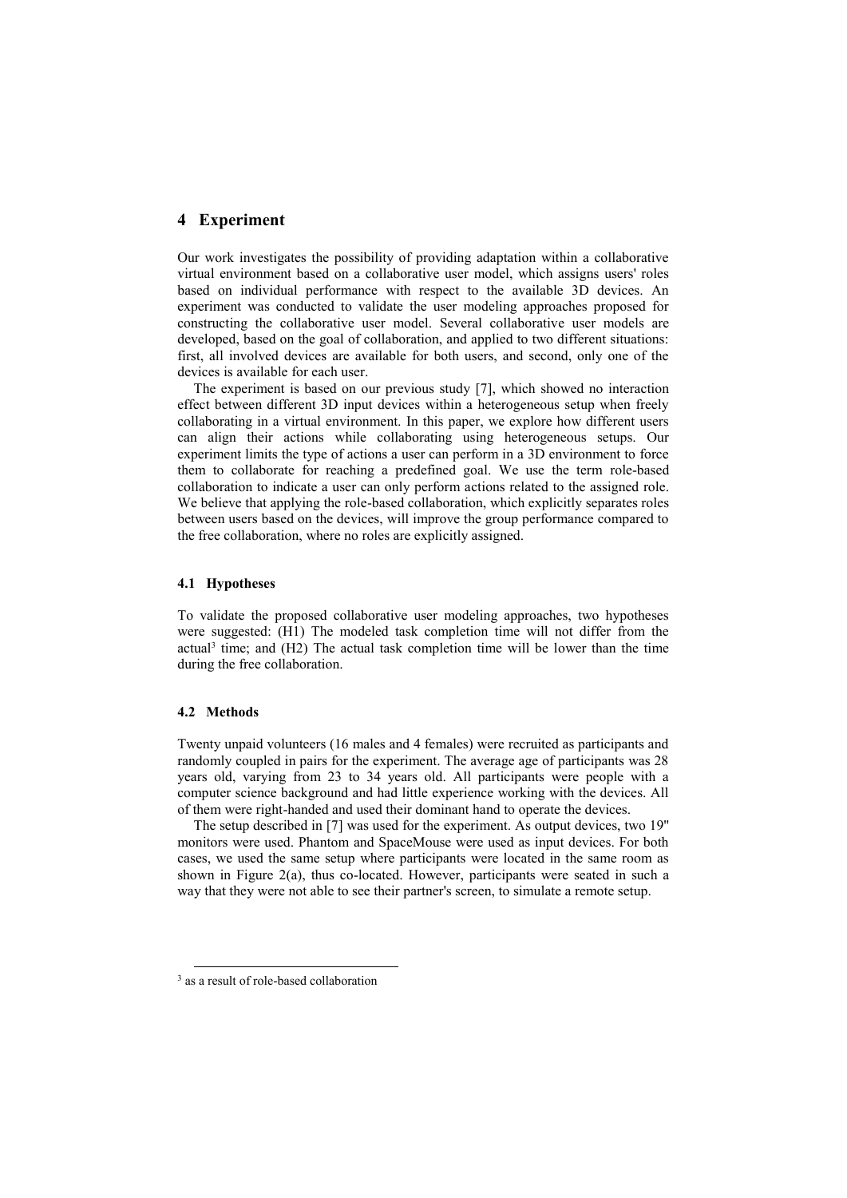## 4 Experiment

Our work investigates the possibility of providing adaptation within a collaborative virtual environment based on a collaborative user model, which assigns users' roles based on individual performance with respect to the available 3D devices. An experiment was conducted to validate the user modeling approaches proposed for constructing the collaborative user model. Several collaborative user models are developed, based on the goal of collaboration, and applied to two different situations: first, all involved devices are available for both users, and second, only one of the devices is available for each user.

The experiment is based on our previous study [7], which showed no interaction effect between different 3D input devices within a heterogeneous setup when freely collaborating in a virtual environment. In this paper, we explore how different users can align their actions while collaborating using heterogeneous setups. Our experiment limits the type of actions a user can perform in a 3D environment to force them to collaborate for reaching a predefined goal. We use the term role-based collaboration to indicate a user can only perform actions related to the assigned role. We believe that applying the role-based collaboration, which explicitly separates roles between users based on the devices, will improve the group performance compared to the free collaboration, where no roles are explicitly assigned.

### 4.1 Hypotheses

To validate the proposed collaborative user modeling approaches, two hypotheses were suggested: (H1) The modeled task completion time will not differ from the actual[3] time; and (H2) The actual task completion time will be lower than the time during the free collaboration.

### 4.2 Methods

Twenty unpaid volunteers (16 males and 4 females) were recruited as participants and randomly coupled in pairs for the experiment. The average age of participants was 28 years old, varying from 23 to 34 years old. All participants were people with a computer science background and had little experience working with the devices. All of them were right-handed and used their dominant hand to operate the devices.

The setup described in [7] was used for the experiment. As output devices, two 19" monitors were used. Phantom and SpaceMouse were used as input devices. For both cases, we used the same setup where participants were located in the same room as shown in Figure 2(a), thus co-located. However, participants were seated in such a way that they were not able to see their partner's screen, to simulate a remote setup.

[3] as a result of role-based collaboration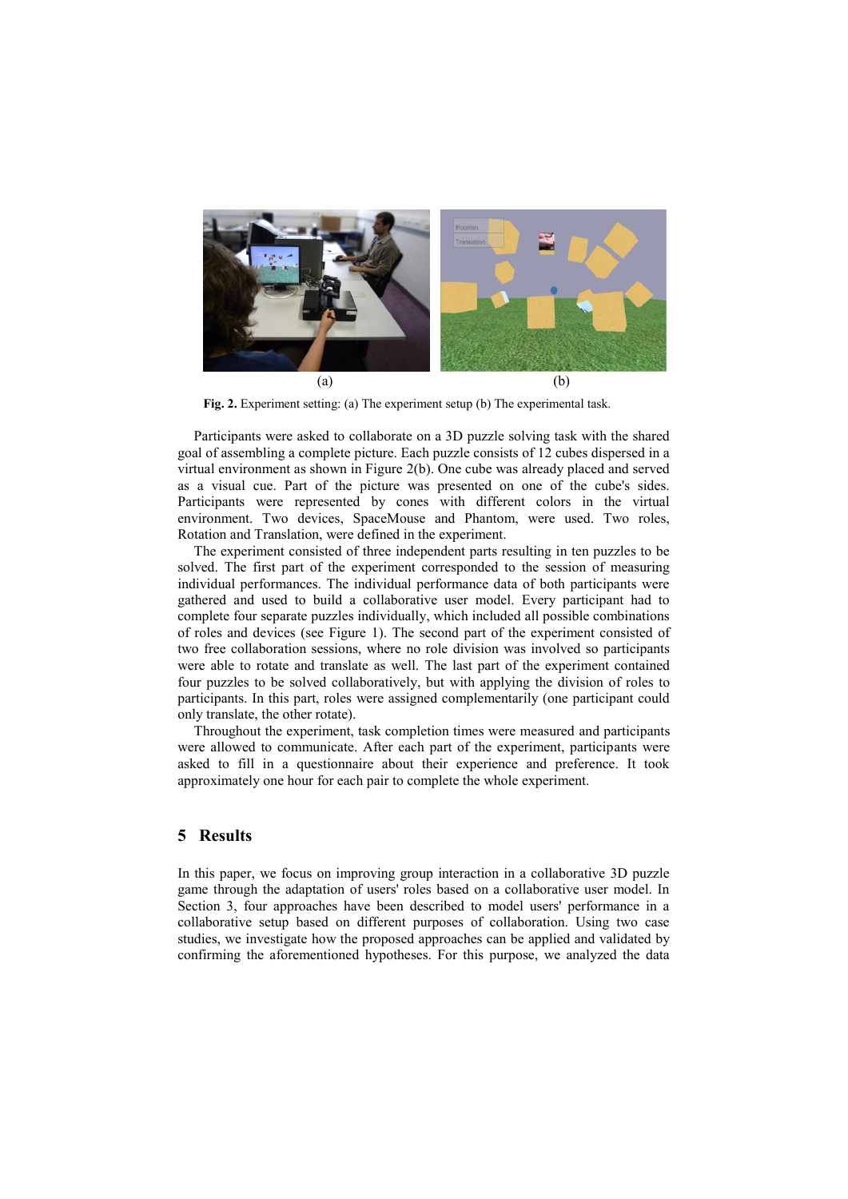(a) (b)

**Fig. 2.** Experiment setting: (a) The experiment setup (b) The experimental task.

Participants were asked to collaborate on a 3D puzzle solving task with the shared goal of assembling a complete picture. Each puzzle consists of 12 cubes dispersed in a virtual environment as shown in Figure 2(b). One cube was already placed and served as a visual cue. Part of the picture was presented on one of the cube's sides. Participants were represented by cones with different colors in the virtual environment. Two devices, SpaceMouse and Phantom, were used. Two roles, Rotation and Translation, were defined in the experiment.

The experiment consisted of three independent parts resulting in ten puzzles to be solved. The first part of the experiment corresponded to the session of measuring individual performances. The individual performance data of both participants were gathered and used to build a collaborative user model. Every participant had to complete four separate puzzles individually, which included all possible combinations of roles and devices (see Figure 1). The second part of the experiment consisted of two free collaboration sessions, where no role division was involved so participants were able to rotate and translate as well. The last part of the experiment contained four puzzles to be solved collaboratively, but with applying the division of roles to participants. In this part, roles were assigned complementarily (one participant could only translate, the other rotate).

Throughout the experiment, task completion times were measured and participants were allowed to communicate. After each part of the experiment, participants were asked to fill in a questionnaire about their experience and preference. It took approximately one hour for each pair to complete the whole experiment.

## 5 Results

In this paper, we focus on improving group interaction in a collaborative 3D puzzle game through the adaptation of users' roles based on a collaborative user model. In Section 3, four approaches have been described to model users' performance in a collaborative setup based on different purposes of collaboration. Using two case studies, we investigate how the proposed approaches can be applied and validated by confirming the aforementioned hypotheses. For this purpose, we analyzed the data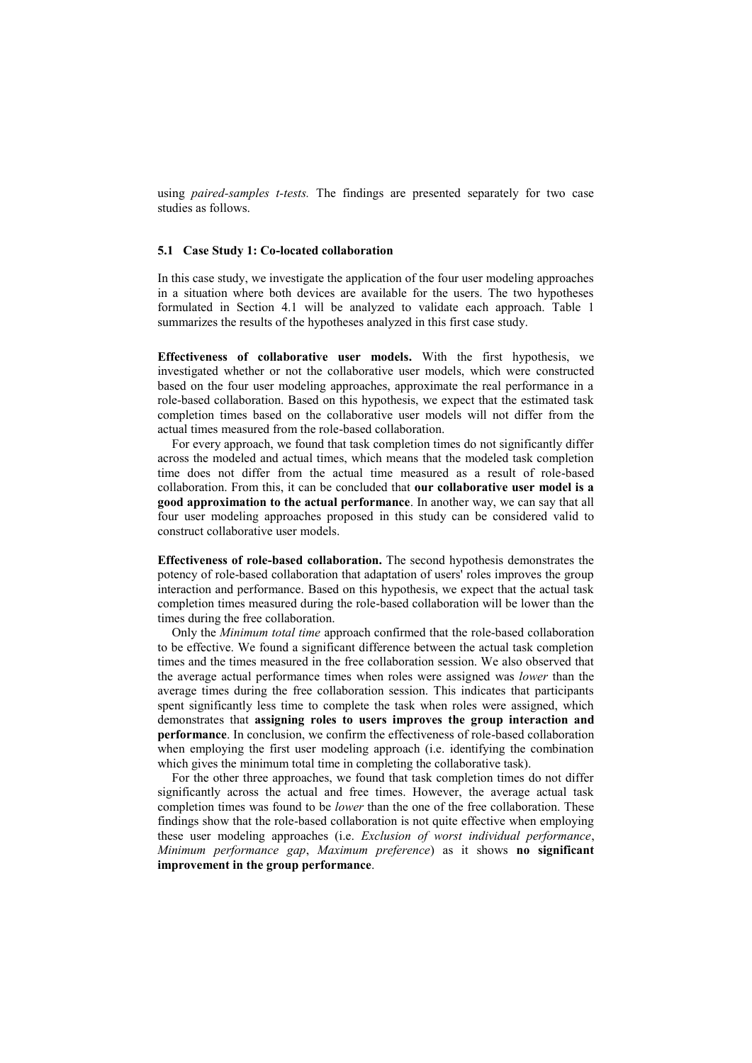using *paired-samples t-tests.* The findings are presented separately for two case studies as follows.

### 5.1 Case Study 1: Co-located collaboration

In this case study, we investigate the application of the four user modeling approaches in a situation where both devices are available for the users. The two hypotheses formulated in Section 4.1 will be analyzed to validate each approach. Table 1 summarizes the results of the hypotheses analyzed in this first case study.

**Effectiveness of collaborative user models.** With the first hypothesis, we investigated whether or not the collaborative user models, which were constructed based on the four user modeling approaches, approximate the real performance in a role-based collaboration. Based on this hypothesis, we expect that the estimated task completion times based on the collaborative user models will not differ from the actual times measured from the role-based collaboration.

For every approach, we found that task completion times do not significantly differ across the modeled and actual times, which means that the modeled task completion time does not differ from the actual time measured as a result of role-based collaboration. From this, it can be concluded that **our collaborative user model is a good approximation to the actual performance**. In another way, we can say that all four user modeling approaches proposed in this study can be considered valid to construct collaborative user models.

**Effectiveness of role-based collaboration.** The second hypothesis demonstrates the potency of role-based collaboration that adaptation of users' roles improves the group interaction and performance. Based on this hypothesis, we expect that the actual task completion times measured during the role-based collaboration will be lower than the times during the free collaboration.

Only the *Minimum total time* approach confirmed that the role-based collaboration to be effective. We found a significant difference between the actual task completion times and the times measured in the free collaboration session. We also observed that the average actual performance times when roles were assigned was *lower* than the average times during the free collaboration session. This indicates that participants spent significantly less time to complete the task when roles were assigned, which demonstrates that **assigning roles to users improves the group interaction and performance**. In conclusion, we confirm the effectiveness of role-based collaboration when employing the first user modeling approach (i.e. identifying the combination which gives the minimum total time in completing the collaborative task).

For the other three approaches, we found that task completion times do not differ significantly across the actual and free times. However, the average actual task completion times was found to be *lower* than the one of the free collaboration. These findings show that the role-based collaboration is not quite effective when employing these user modeling approaches (i.e. *Exclusion of worst individual performance*, *Minimum performance gap*, *Maximum preference*) as it shows **no significant improvement in the group performance**.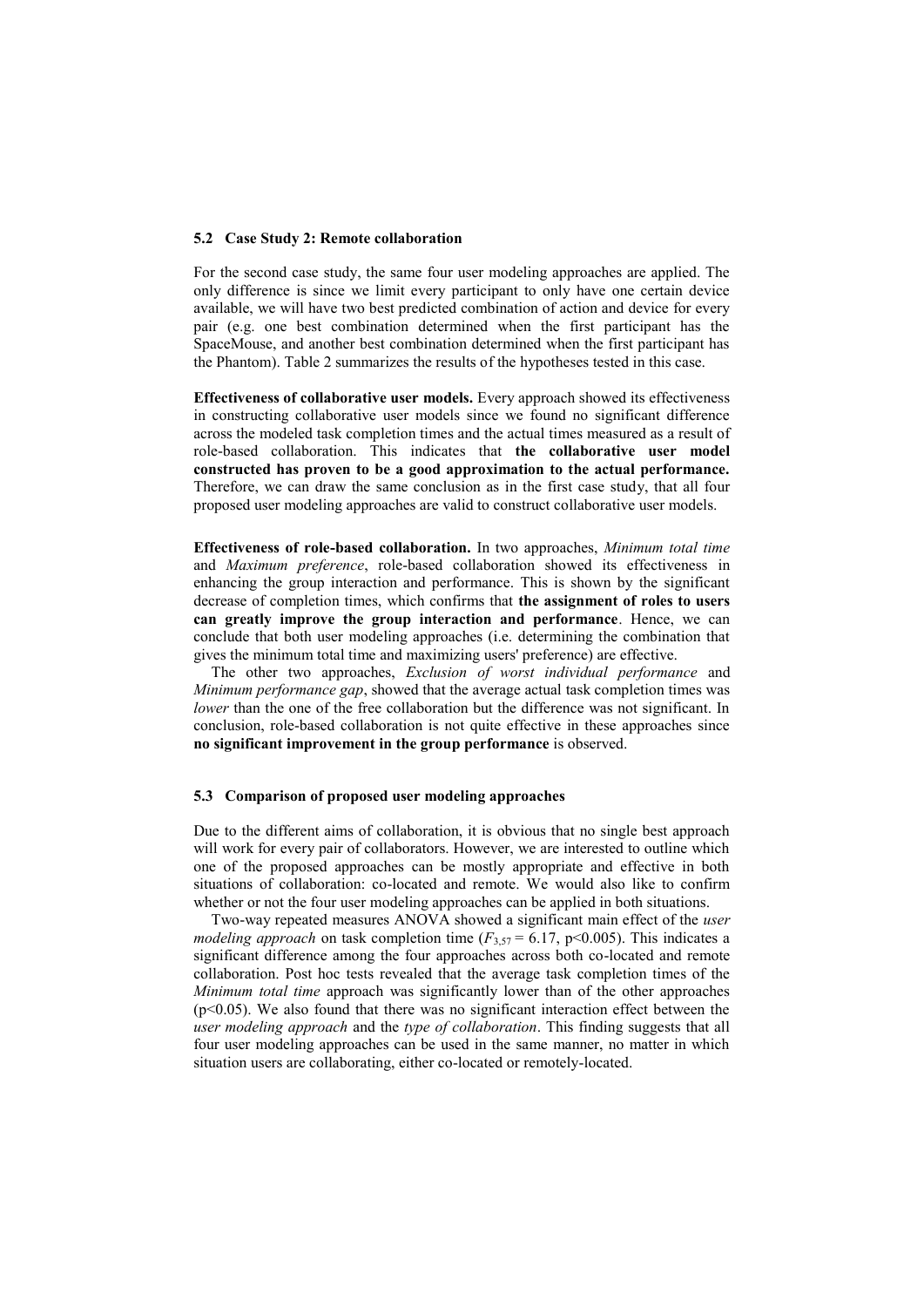### 5.2 Case Study 2: Remote collaboration

For the second case study, the same four user modeling approaches are applied. The only difference is since we limit every participant to only have one certain device available, we will have two best predicted combination of action and device for every pair (e.g. one best combination determined when the first participant has the SpaceMouse, and another best combination determined when the first participant has the Phantom). Table 2 summarizes the results of the hypotheses tested in this case.

**Effectiveness of collaborative user models.** Every approach showed its effectiveness in constructing collaborative user models since we found no significant difference across the modeled task completion times and the actual times measured as a result of role-based collaboration. This indicates that **the collaborative user model constructed has proven to be a good approximation to the actual performance.** Therefore, we can draw the same conclusion as in the first case study, that all four proposed user modeling approaches are valid to construct collaborative user models.

**Effectiveness of role-based collaboration.** In two approaches, *Minimum total time* and *Maximum preference*, role-based collaboration showed its effectiveness in enhancing the group interaction and performance. This is shown by the significant decrease of completion times, which confirms that **the assignment of roles to users can greatly improve the group interaction and performance**. Hence, we can conclude that both user modeling approaches (i.e. determining the combination that gives the minimum total time and maximizing users' preference) are effective.

The other two approaches, *Exclusion of worst individual performance* and *Minimum performance gap*, showed that the average actual task completion times was *lower* than the one of the free collaboration but the difference was not significant. In conclusion, role-based collaboration is not quite effective in these approaches since **no significant improvement in the group performance** is observed.

### 5.3 Comparison of proposed user modeling approaches

Due to the different aims of collaboration, it is obvious that no single best approach will work for every pair of collaborators. However, we are interested to outline which one of the proposed approaches can be mostly appropriate and effective in both situations of collaboration: co-located and remote. We would also like to confirm whether or not the four user modeling approaches can be applied in both situations.

Two-way repeated measures ANOVA showed a significant main effect of the *user modeling approach* on task completion time ($F_{3,57} = 6.17$, $p<0.005$). This indicates a significant difference among the four approaches across both co-located and remote collaboration. Post hoc tests revealed that the average task completion times of the *Minimum total time* approach was significantly lower than of the other approaches ($p<0.05$). We also found that there was no significant interaction effect between the *user modeling approach* and the *type of collaboration*. This finding suggests that all four user modeling approaches can be used in the same manner, no matter in which situation users are collaborating, either co-located or remotely-located.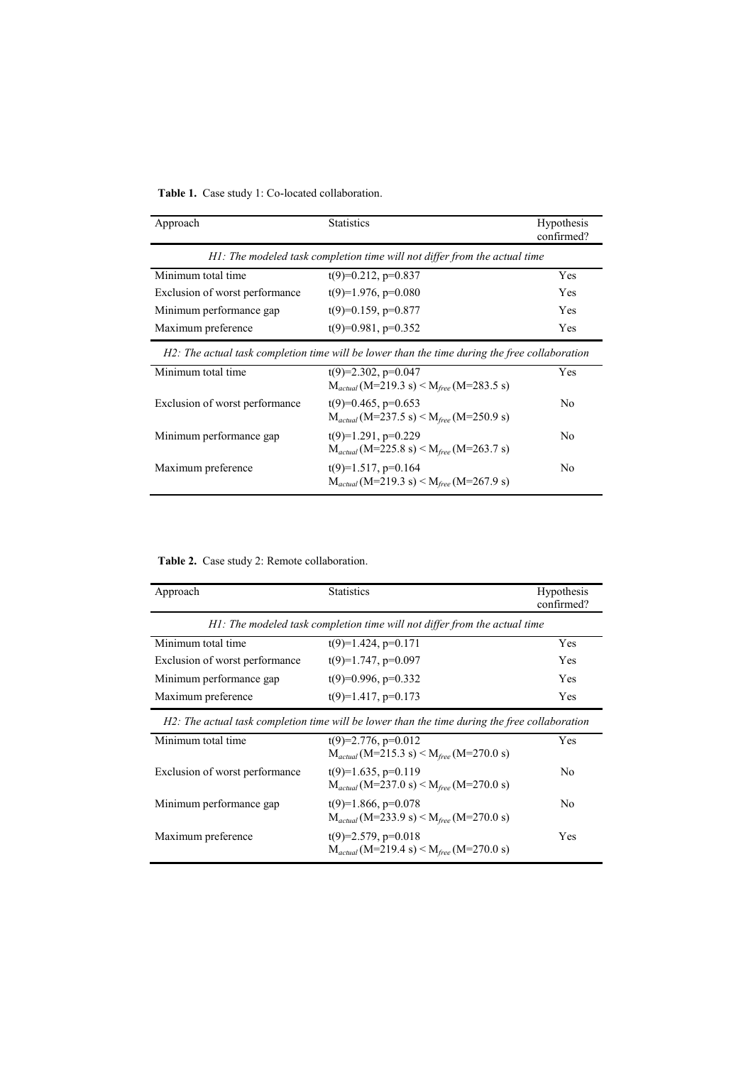**Table 1.** Case study 1: Co-located collaboration.

| Approach | Statistics | Hypothesis confirmed? |
|---|---|---|
| *H1: The modeled task completion time will not differ from the actual time* | | |
| Minimum total time | $t(9)=0.212, p=0.837$ | Yes |
| Exclusion of worst performance | $t(9)=1.976, p=0.080$ | Yes |
| Minimum performance gap | $t(9)=0.159, p=0.877$ | Yes |
| Maximum preference | $t(9)=0.981, p=0.352$ | Yes |
| *H2: The actual task completion time will be lower than the time during the free collaboration* | | |
| Minimum total time | $t(9)=2.302, p=0.047$ $M_{actual}$ (M=219.3 s) < $M_{free}$ (M=283.5 s) | Yes |
| Exclusion of worst performance | $t(9)=0.465, p=0.653$ $M_{actual}$ (M=237.5 s) < $M_{free}$ (M=250.9 s) | No |
| Minimum performance gap | $t(9)=1.291, p=0.229$ $M_{actual}$ (M=225.8 s) < $M_{free}$ (M=263.7 s) | No |
| Maximum preference | $t(9)=1.517, p=0.164$ $M_{actual}$ (M=219.3 s) < $M_{free}$ (M=267.9 s) | No |

**Table 2.** Case study 2: Remote collaboration.

| Approach | Statistics | Hypothesis confirmed? |
|---|---|---|
| *H1: The modeled task completion time will not differ from the actual time* | | |
| Minimum total time | $t(9)=1.424, p=0.171$ | Yes |
| Exclusion of worst performance | $t(9)=1.747, p=0.097$ | Yes |
| Minimum performance gap | $t(9)=0.996, p=0.332$ | Yes |
| Maximum preference | $t(9)=1.417, p=0.173$ | Yes |
| *H2: The actual task completion time will be lower than the time during the free collaboration* | | |
| Minimum total time | $t(9)=2.776, p=0.012$ $M_{actual}$ (M=215.3 s) < $M_{free}$ (M=270.0 s) | Yes |
| Exclusion of worst performance | $t(9)=1.635, p=0.119$ $M_{actual}$ (M=237.0 s) < $M_{free}$ (M=270.0 s) | No |
| Minimum performance gap | $t(9)=1.866, p=0.078$ $M_{actual}$ (M=233.9 s) < $M_{free}$ (M=270.0 s) | No |
| Maximum preference | $t(9)=2.579, p=0.018$ $M_{actual}$ (M=219.4 s) < $M_{free}$ (M=270.0 s) | Yes |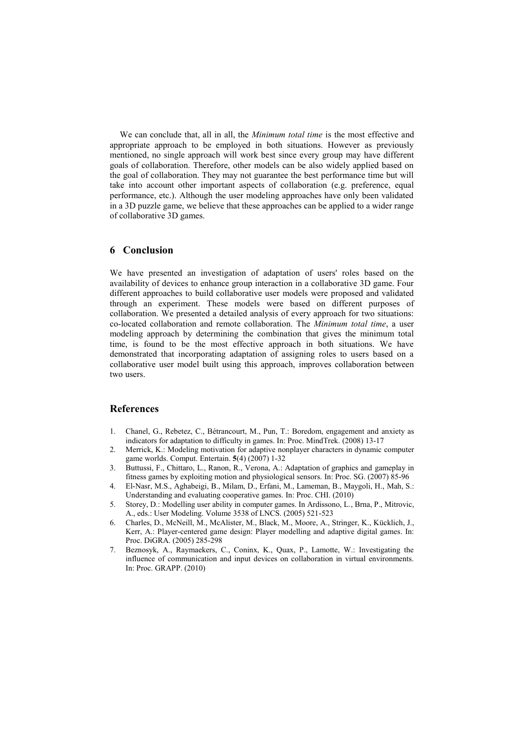We can conclude that, all in all, the *Minimum total time* is the most effective and appropriate approach to be employed in both situations. However as previously mentioned, no single approach will work best since every group may have different goals of collaboration. Therefore, other models can be also widely applied based on the goal of collaboration. They may not guarantee the best performance time but will take into account other important aspects of collaboration (e.g. preference, equal performance, etc.). Although the user modeling approaches have only been validated in a 3D puzzle game, we believe that these approaches can be applied to a wider range of collaborative 3D games.

## 6 Conclusion

We have presented an investigation of adaptation of users' roles based on the availability of devices to enhance group interaction in a collaborative 3D game. Four different approaches to build collaborative user models were proposed and validated through an experiment. These models were based on different purposes of collaboration. We presented a detailed analysis of every approach for two situations: co-located collaboration and remote collaboration. The *Minimum total time*, a user modeling approach by determining the combination that gives the minimum total time, is found to be the most effective approach in both situations. We have demonstrated that incorporating adaptation of assigning roles to users based on a collaborative user model built using this approach, improves collaboration between two users.

## References

1. Chanel, G., Rebetez, C., Bétrancourt, M., Pun, T.: Boredom, engagement and anxiety as indicators for adaptation to difficulty in games. In: Proc. MindTrek. (2008) 13-17
2. Merrick, K.: Modeling motivation for adaptive nonplayer characters in dynamic computer game worlds. Comput. Entertain. **5**(4) (2007) 1-32
3. Buttussi, F., Chittaro, L., Ranon, R., Verona, A.: Adaptation of graphics and gameplay in fitness games by exploiting motion and physiological sensors. In: Proc. SG. (2007) 85-96
4. El-Nasr, M.S., Aghabeigi, B., Milam, D., Erfani, M., Lameman, B., Maygoli, H., Mah, S.: Understanding and evaluating cooperative games. In: Proc. CHI. (2010)
5. Storey, D.: Modelling user ability in computer games. In Ardissono, L., Brna, P., Mitrovic, A., eds.: User Modeling. Volume 3538 of LNCS. (2005) 521-523
6. Charles, D., McNeill, M., McAlister, M., Black, M., Moore, A., Stringer, K., Kücklich, J., Kerr, A.: Player-centered game design: Player modelling and adaptive digital games. In: Proc. DiGRA. (2005) 285-298
7. Beznosyk, A., Raymaekers, C., Coninx, K., Quax, P., Lamotte, W.: Investigating the influence of communication and input devices on collaboration in virtual environments. In: Proc. GRAPP. (2010)